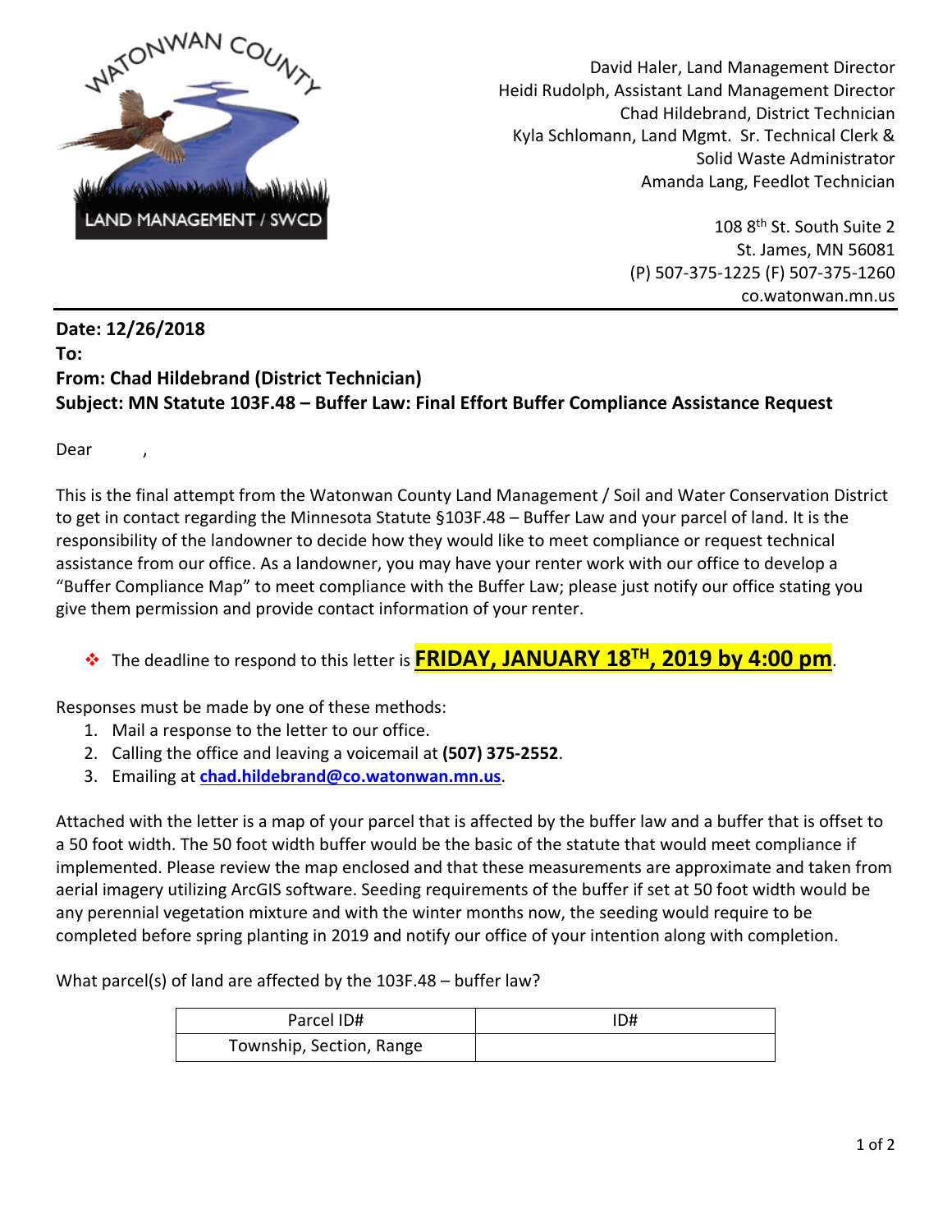David Haler, Land Management Director
Heidi Rudolph, Assistant Land Management Director
Chad Hildebrand, District Technician
Kyla Schlomann, Land Mgmt. Sr. Technical Clerk & Solid Waste Administrator
Amanda Lang, Feedlot Technician

108 8th St. South Suite 2
St. James, MN 56081
(P) 507-375-1225 (F) 507-375-1260
co.watonwan.mn.us

---

**Date: 12/26/2018**
**To:**
**From: Chad Hildebrand (District Technician)**
**Subject: MN Statute 103F.48 – Buffer Law: Final Effort Buffer Compliance Assistance Request**

Dear ,

This is the final attempt from the Watonwan County Land Management / Soil and Water Conservation District to get in contact regarding the Minnesota Statute §103F.48 – Buffer Law and your parcel of land. It is the responsibility of the landowner to decide how they would like to meet compliance or request technical assistance from our office. As a landowner, you may have your renter work with our office to develop a "Buffer Compliance Map" to meet compliance with the Buffer Law; please just notify our office stating you give them permission and provide contact information of your renter.

- The deadline to respond to this letter is **FRIDAY, JANUARY 18TH, 2019 by 4:00 pm**.

Responses must be made by one of these methods:

1. Mail a response to the letter to our office.
2. Calling the office and leaving a voicemail at **(507) 375-2552**.
3. Emailing at **chad.hildebrand@co.watonwan.mn.us**.

Attached with the letter is a map of your parcel that is affected by the buffer law and a buffer that is offset to a 50 foot width. The 50 foot width buffer would be the basic of the statute that would meet compliance if implemented. Please review the map enclosed and that these measurements are approximate and taken from aerial imagery utilizing ArcGIS software. Seeding requirements of the buffer if set at 50 foot width would be any perennial vegetation mixture and with the winter months now, the seeding would require to be completed before spring planting in 2019 and notify our office of your intention along with completion.

What parcel(s) of land are affected by the 103F.48 – buffer law?

| Parcel ID# | ID# |
|---|---|
| Township, Section, Range | |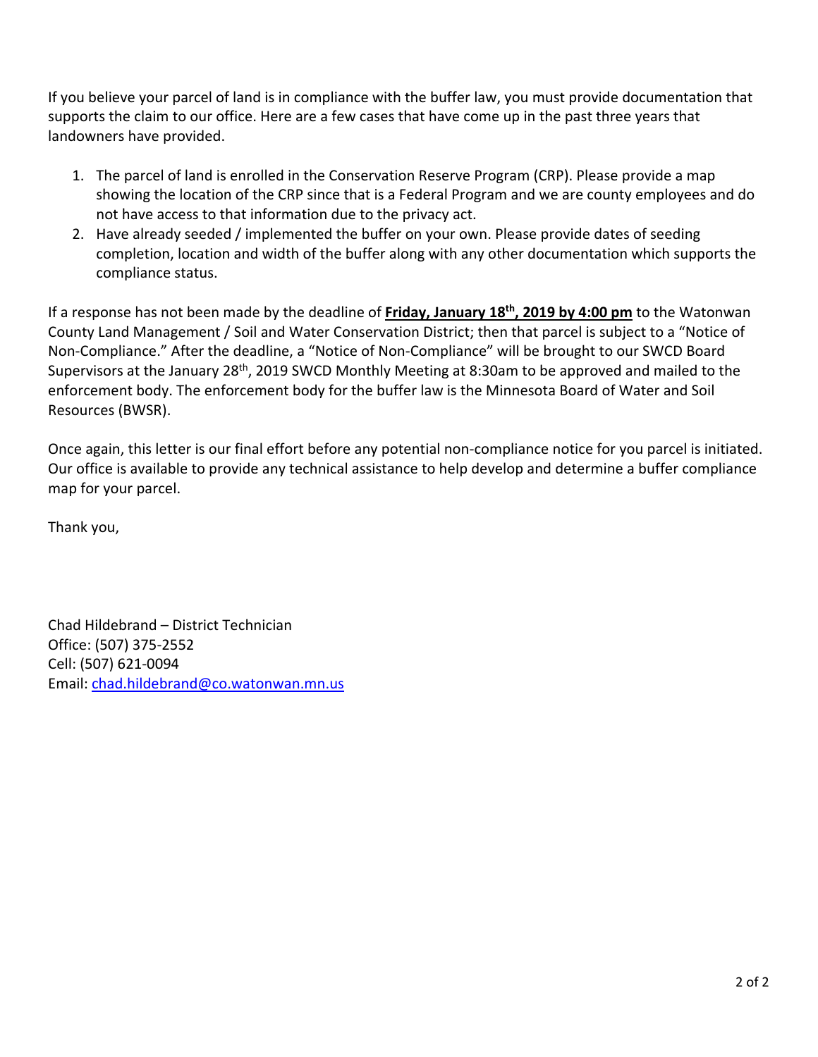If you believe your parcel of land is in compliance with the buffer law, you must provide documentation that supports the claim to our office. Here are a few cases that have come up in the past three years that landowners have provided.

1. The parcel of land is enrolled in the Conservation Reserve Program (CRP). Please provide a map showing the location of the CRP since that is a Federal Program and we are county employees and do not have access to that information due to the privacy act.
2. Have already seeded / implemented the buffer on your own. Please provide dates of seeding completion, location and width of the buffer along with any other documentation which supports the compliance status.

If a response has not been made by the deadline of **Friday, January 18th, 2019 by 4:00 pm** to the Watonwan County Land Management / Soil and Water Conservation District; then that parcel is subject to a "Notice of Non-Compliance." After the deadline, a "Notice of Non-Compliance" will be brought to our SWCD Board Supervisors at the January 28th, 2019 SWCD Monthly Meeting at 8:30am to be approved and mailed to the enforcement body. The enforcement body for the buffer law is the Minnesota Board of Water and Soil Resources (BWSR).

Once again, this letter is our final effort before any potential non-compliance notice for you parcel is initiated. Our office is available to provide any technical assistance to help develop and determine a buffer compliance map for your parcel.

Thank you,

Chad Hildebrand – District Technician
Office: (507) 375-2552
Cell: (507) 621-0094
Email: chad.hildebrand@co.watonwan.mn.us